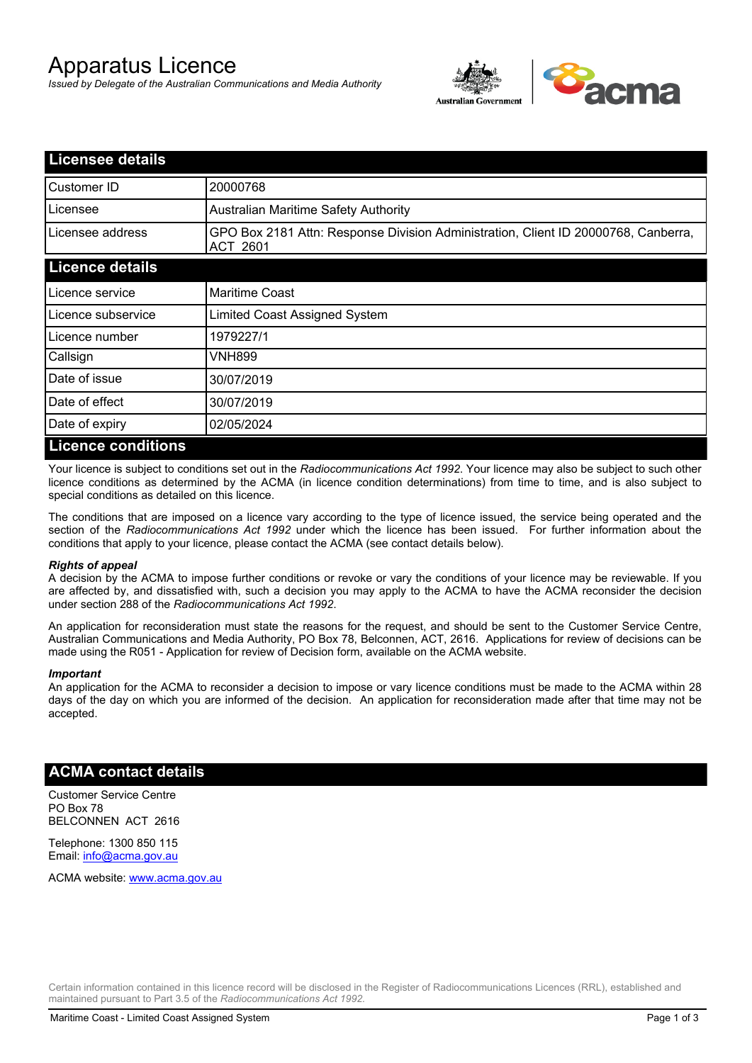# Apparatus Licence

*Issued by Delegate of the Australian Communications and Media Authority*

## Licensee details

| | |
|---|---|
| Customer ID | 20000768 |
| Licensee | Australian Maritime Safety Authority |
| Licensee address | GPO Box 2181 Attn: Response Division Administration, Client ID 20000768, Canberra, ACT 2601 |

## Licence details

| | |
|---|---|
| Licence service | Maritime Coast |
| Licence subservice | Limited Coast Assigned System |
| Licence number | 1979227/1 |
| Callsign | VNH899 |
| Date of issue | 30/07/2019 |
| Date of effect | 30/07/2019 |
| Date of expiry | 02/05/2024 |

## Licence conditions

Your licence is subject to conditions set out in the *Radiocommunications Act 1992*. Your licence may also be subject to such other licence conditions as determined by the ACMA (in licence condition determinations) from time to time, and is also subject to special conditions as detailed on this licence.

The conditions that are imposed on a licence vary according to the type of licence issued, the service being operated and the section of the *Radiocommunications Act 1992* under which the licence has been issued. For further information about the conditions that apply to your licence, please contact the ACMA (see contact details below).

***Rights of appeal***

A decision by the ACMA to impose further conditions or revoke or vary the conditions of your licence may be reviewable. If you are affected by, and dissatisfied with, such a decision you may apply to the ACMA to have the ACMA reconsider the decision under section 288 of the *Radiocommunications Act 1992*.

An application for reconsideration must state the reasons for the request, and should be sent to the Customer Service Centre, Australian Communications and Media Authority, PO Box 78, Belconnen, ACT, 2616. Applications for review of decisions can be made using the R051 - Application for review of Decision form, available on the ACMA website.

***Important***

An application for the ACMA to reconsider a decision to impose or vary licence conditions must be made to the ACMA within 28 days of the day on which you are informed of the decision. An application for reconsideration made after that time may not be accepted.

## ACMA contact details

Customer Service Centre
PO Box 78
BELCONNEN ACT 2616

Telephone: 1300 850 115
Email: info@acma.gov.au

ACMA website: www.acma.gov.au

Certain information contained in this licence record will be disclosed in the Register of Radiocommunications Licences (RRL), established and maintained pursuant to Part 3.5 of the *Radiocommunications Act 1992.*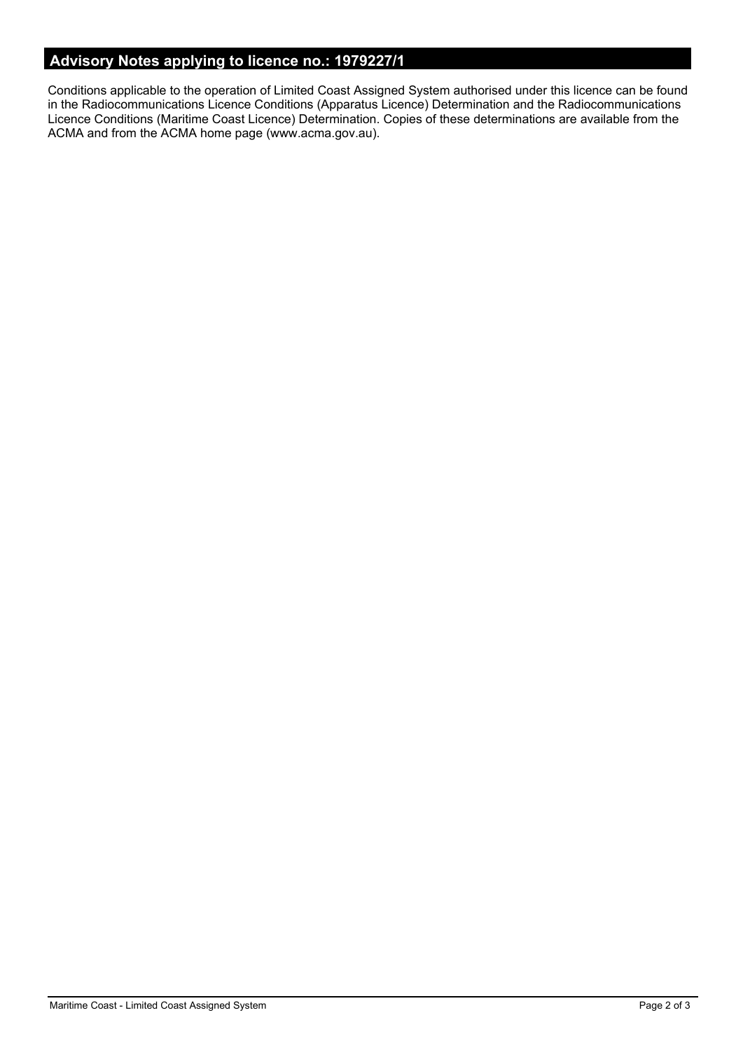## Advisory Notes applying to licence no.: 1979227/1

Conditions applicable to the operation of Limited Coast Assigned System authorised under this licence can be found in the Radiocommunications Licence Conditions (Apparatus Licence) Determination and the Radiocommunications Licence Conditions (Maritime Coast Licence) Determination. Copies of these determinations are available from the ACMA and from the ACMA home page (www.acma.gov.au).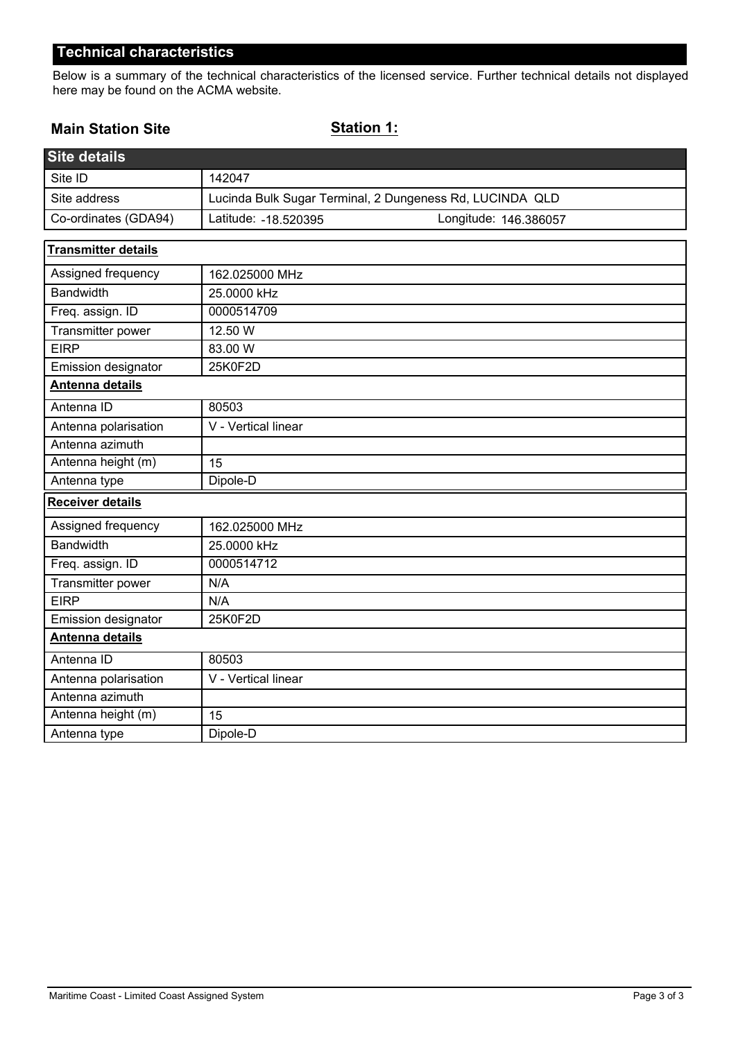## Technical characteristics

Below is a summary of the technical characteristics of the licensed service. Further technical details not displayed here may be found on the ACMA website.

**Main Station Site** **Station 1:**

| Site details | |
|---|---|
| Site ID | 142047 |
| Site address | Lucinda Bulk Sugar Terminal, 2 Dungeness Rd, LUCINDA QLD |
| Co-ordinates (GDA94) | Latitude: -18.520395 Longitude: 146.386057 |

| **Transmitter details** | |
|---|---|
| Assigned frequency | 162.025000 MHz |
| Bandwidth | 25.0000 kHz |
| Freq. assign. ID | 0000514709 |
| Transmitter power | 12.50 W |
| EIRP | 83.00 W |
| Emission designator | 25K0F2D |
| **Antenna details** | |
| Antenna ID | 80503 |
| Antenna polarisation | V - Vertical linear |
| Antenna azimuth | |
| Antenna height (m) | 15 |
| Antenna type | Dipole-D |

| **Receiver details** | |
|---|---|
| Assigned frequency | 162.025000 MHz |
| Bandwidth | 25.0000 kHz |
| Freq. assign. ID | 0000514712 |
| Transmitter power | N/A |
| EIRP | N/A |
| Emission designator | 25K0F2D |
| **Antenna details** | |
| Antenna ID | 80503 |
| Antenna polarisation | V - Vertical linear |
| Antenna azimuth | |
| Antenna height (m) | 15 |
| Antenna type | Dipole-D |